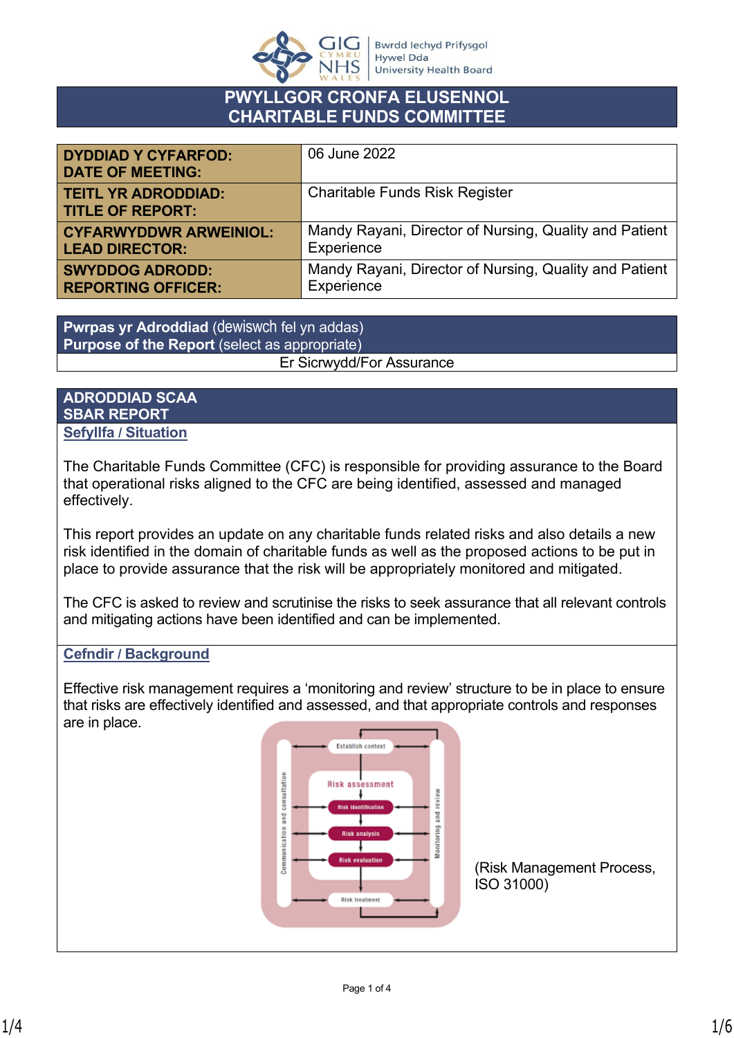# PWYLLGOR CRONFA ELUSENNOL
# CHARITABLE FUNDS COMMITTEE

| | |
|---|---|
| **DYDDIAD Y CYFARFOD: DATE OF MEETING:** | 06 June 2022 |
| **TEITL YR ADRODDIAD: TITLE OF REPORT:** | Charitable Funds Risk Register |
| **CYFARWYDDWR ARWEINIOL: LEAD DIRECTOR:** | Mandy Rayani, Director of Nursing, Quality and Patient Experience |
| **SWYDDOG ADRODD: REPORTING OFFICER:** | Mandy Rayani, Director of Nursing, Quality and Patient Experience |

| **Pwrpas yr Adroddiad** (dewiswch fel yn addas) **Purpose of the Report** (select as appropriate) |
|---|
| Er Sicrwydd/For Assurance |

## ADRODDIAD SCAA
## SBAR REPORT

### Sefyllfa / Situation

The Charitable Funds Committee (CFC) is responsible for providing assurance to the Board that operational risks aligned to the CFC are being identified, assessed and managed effectively.

This report provides an update on any charitable funds related risks and also details a new risk identified in the domain of charitable funds as well as the proposed actions to be put in place to provide assurance that the risk will be appropriately monitored and mitigated.

The CFC is asked to review and scrutinise the risks to seek assurance that all relevant controls and mitigating actions have been identified and can be implemented.

### Cefndir / Background

Effective risk management requires a 'monitoring and review' structure to be in place to ensure that risks are effectively identified and assessed, and that appropriate controls and responses are in place.

(Risk Management Process, ISO 31000)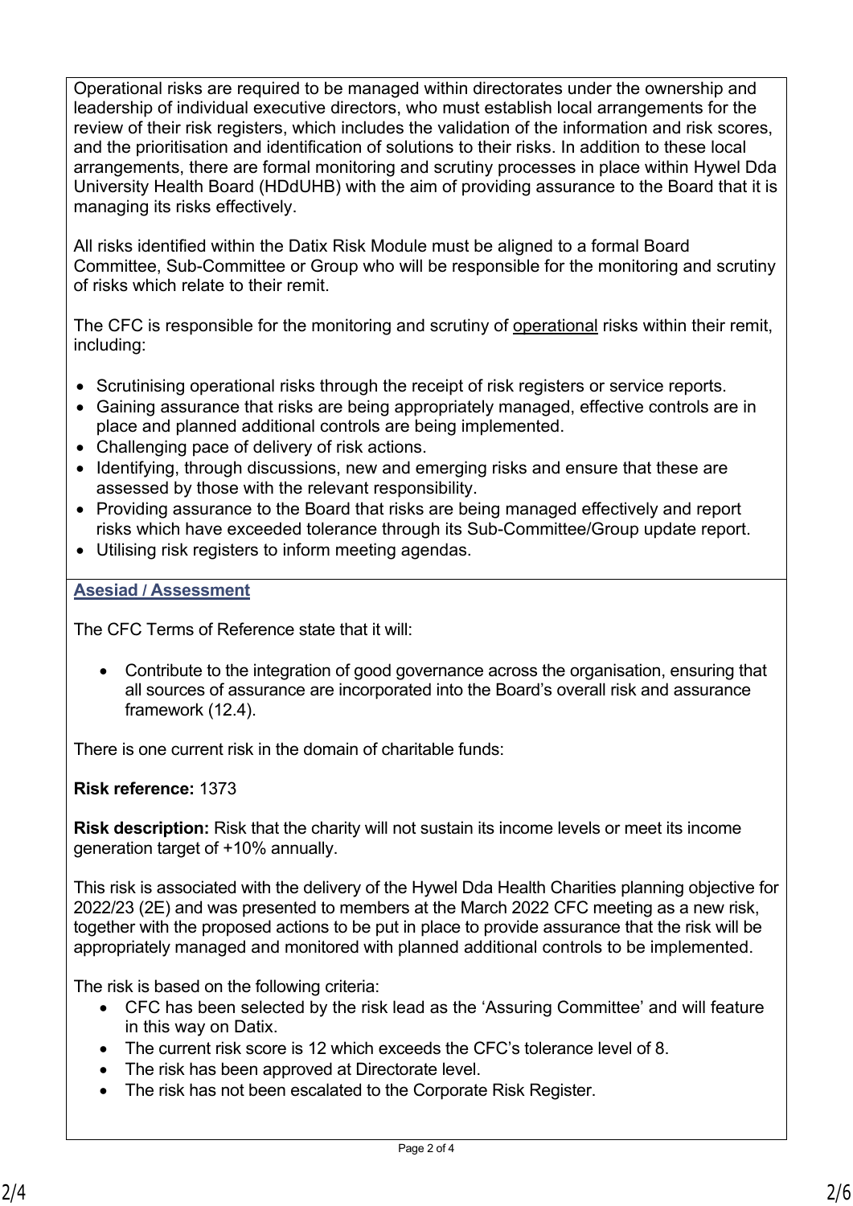Operational risks are required to be managed within directorates under the ownership and leadership of individual executive directors, who must establish local arrangements for the review of their risk registers, which includes the validation of the information and risk scores, and the prioritisation and identification of solutions to their risks. In addition to these local arrangements, there are formal monitoring and scrutiny processes in place within Hywel Dda University Health Board (HDdUHB) with the aim of providing assurance to the Board that it is managing its risks effectively.

All risks identified within the Datix Risk Module must be aligned to a formal Board Committee, Sub-Committee or Group who will be responsible for the monitoring and scrutiny of risks which relate to their remit.

The CFC is responsible for the monitoring and scrutiny of <u>operational</u> risks within their remit, including:

- Scrutinising operational risks through the receipt of risk registers or service reports.
- Gaining assurance that risks are being appropriately managed, effective controls are in place and planned additional controls are being implemented.
- Challenging pace of delivery of risk actions.
- Identifying, through discussions, new and emerging risks and ensure that these are assessed by those with the relevant responsibility.
- Providing assurance to the Board that risks are being managed effectively and report risks which have exceeded tolerance through its Sub-Committee/Group update report.
- Utilising risk registers to inform meeting agendas.

## Asesiad / Assessment

The CFC Terms of Reference state that it will:

- Contribute to the integration of good governance across the organisation, ensuring that all sources of assurance are incorporated into the Board's overall risk and assurance framework (12.4).

There is one current risk in the domain of charitable funds:

**Risk reference:** 1373

**Risk description:** Risk that the charity will not sustain its income levels or meet its income generation target of +10% annually.

This risk is associated with the delivery of the Hywel Dda Health Charities planning objective for 2022/23 (2E) and was presented to members at the March 2022 CFC meeting as a new risk, together with the proposed actions to be put in place to provide assurance that the risk will be appropriately managed and monitored with planned additional controls to be implemented.

The risk is based on the following criteria:

- CFC has been selected by the risk lead as the 'Assuring Committee' and will feature in this way on Datix.
- The current risk score is 12 which exceeds the CFC's tolerance level of 8.
- The risk has been approved at Directorate level.
- The risk has not been escalated to the Corporate Risk Register.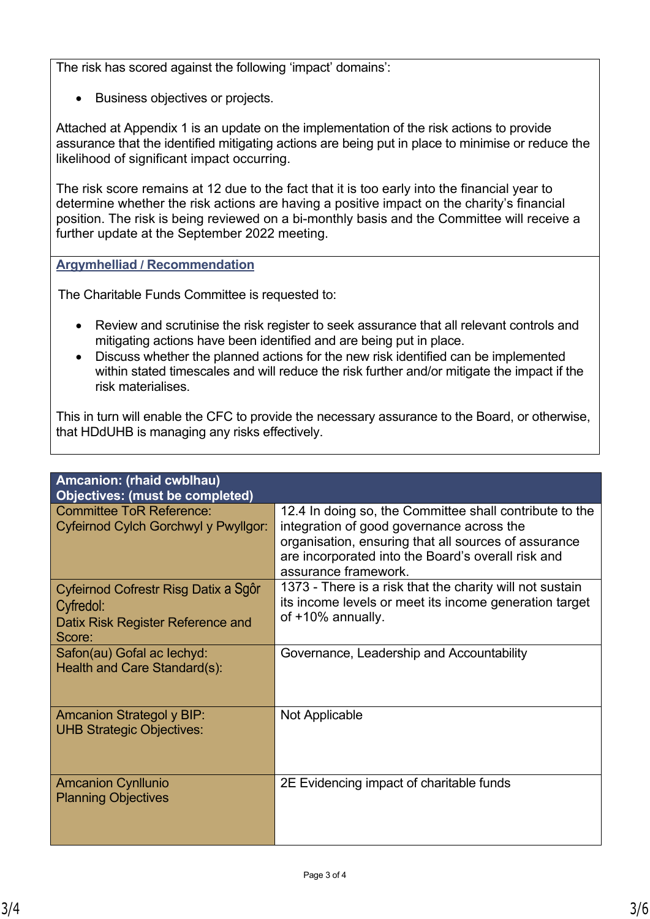The risk has scored against the following 'impact' domains':

- Business objectives or projects.

Attached at Appendix 1 is an update on the implementation of the risk actions to provide assurance that the identified mitigating actions are being put in place to minimise or reduce the likelihood of significant impact occurring.

The risk score remains at 12 due to the fact that it is too early into the financial year to determine whether the risk actions are having a positive impact on the charity's financial position. The risk is being reviewed on a bi-monthly basis and the Committee will receive a further update at the September 2022 meeting.

## Argymhelliad / Recommendation

The Charitable Funds Committee is requested to:

- Review and scrutinise the risk register to seek assurance that all relevant controls and mitigating actions have been identified and are being put in place.
- Discuss whether the planned actions for the new risk identified can be implemented within stated timescales and will reduce the risk further and/or mitigate the impact if the risk materialises.

This in turn will enable the CFC to provide the necessary assurance to the Board, or otherwise, that HDdUHB is managing any risks effectively.

| **Amcanion: (rhaid cwblhau)<br>Objectives: (must be completed)** | |
|---|---|
| Committee ToR Reference:<br>Cyfeirnod Cylch Gorchwyl y Pwyllgor: | 12.4 In doing so, the Committee shall contribute to the integration of good governance across the organisation, ensuring that all sources of assurance are incorporated into the Board's overall risk and assurance framework. |
| Cyfeirnod Cofrestr Risg Datix a Sgôr Cyfredol:<br>Datix Risk Register Reference and Score: | 1373 - There is a risk that the charity will not sustain its income levels or meet its income generation target of +10% annually. |
| Safon(au) Gofal ac Iechyd:<br>Health and Care Standard(s): | Governance, Leadership and Accountability |
| Amcanion Strategol y BIP:<br>UHB Strategic Objectives: | Not Applicable |
| Amcanion Cynllunio<br>Planning Objectives | 2E Evidencing impact of charitable funds |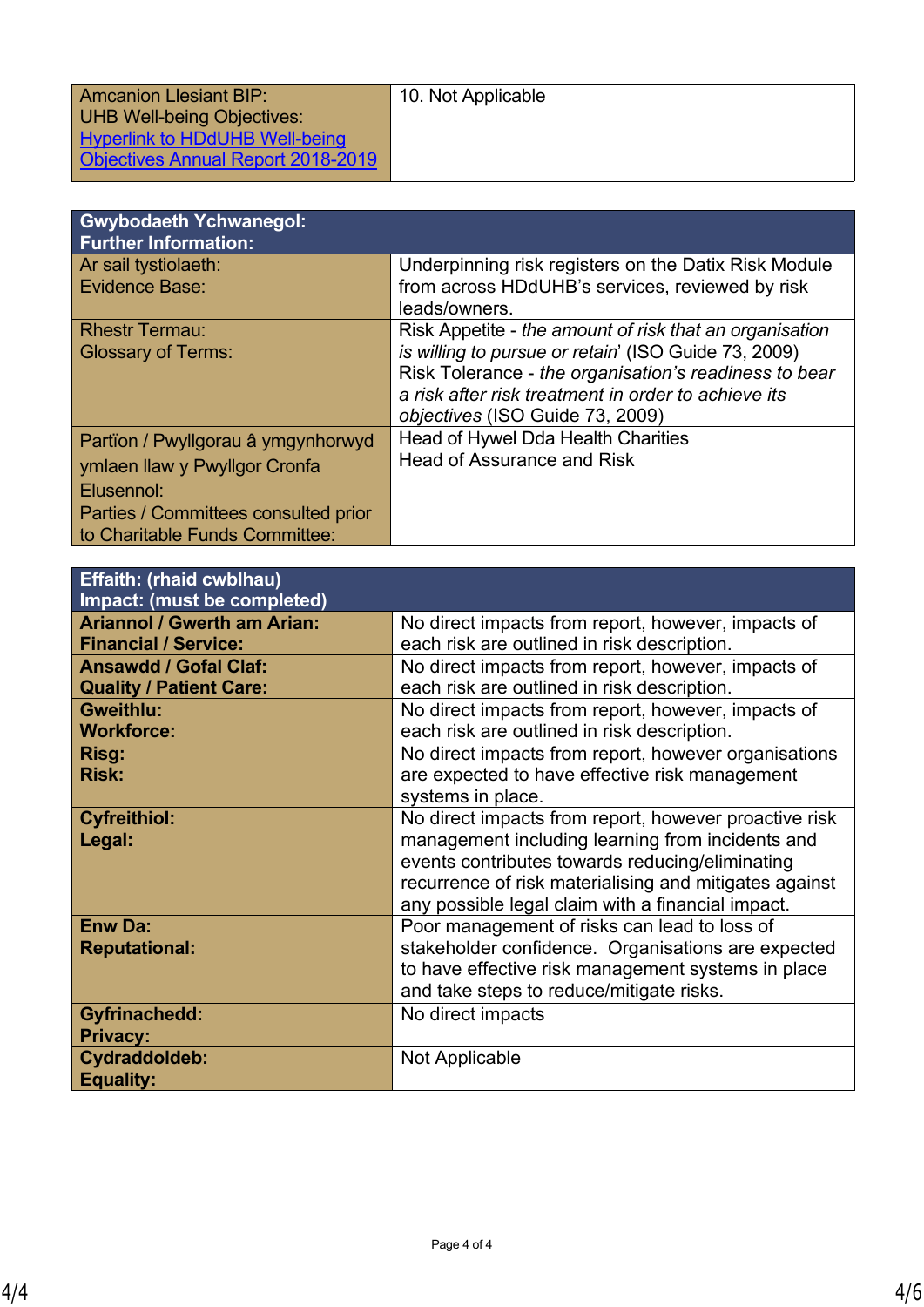| Amcanion Llesiant BIP:<br>UHB Well-being Objectives:<br>Hyperlink to HDdUHB Well-being Objectives Annual Report 2018-2019 | 10. Not Applicable |
|---|---|

| **Gwybodaeth Ychwanegol:<br>Further Information:** | |
|---|---|
| Ar sail tystiolaeth:<br>Evidence Base: | Underpinning risk registers on the Datix Risk Module from across HDdUHB's services, reviewed by risk leads/owners. |
| Rhestr Termau:<br>Glossary of Terms: | Risk Appetite - *the amount of risk that an organisation is willing to pursue or retain*' (ISO Guide 73, 2009)<br>Risk Tolerance - *the organisation's readiness to bear a risk after risk treatment in order to achieve its objectives* (ISO Guide 73, 2009) |
| Partïon / Pwyllgorau â ymgynhorwyd ymlaen llaw y Pwyllgor Cronfa Elusennol:<br>Parties / Committees consulted prior to Charitable Funds Committee: | Head of Hywel Dda Health Charities<br>Head of Assurance and Risk |

| **Effaith: (rhaid cwblhau)<br>Impact: (must be completed)** | |
|---|---|
| **Ariannol / Gwerth am Arian:<br>Financial / Service:** | No direct impacts from report, however, impacts of each risk are outlined in risk description. |
| **Ansawdd / Gofal Claf:<br>Quality / Patient Care:** | No direct impacts from report, however, impacts of each risk are outlined in risk description. |
| **Gweithlu:<br>Workforce:** | No direct impacts from report, however, impacts of each risk are outlined in risk description. |
| **Risg:<br>Risk:** | No direct impacts from report, however organisations are expected to have effective risk management systems in place. |
| **Cyfreithiol:<br>Legal:** | No direct impacts from report, however proactive risk management including learning from incidents and events contributes towards reducing/eliminating recurrence of risk materialising and mitigates against any possible legal claim with a financial impact. |
| **Enw Da:<br>Reputational:** | Poor management of risks can lead to loss of stakeholder confidence. Organisations are expected to have effective risk management systems in place and take steps to reduce/mitigate risks. |
| **Gyfrinachedd:<br>Privacy:** | No direct impacts |
| **Cydraddoldeb:<br>Equality:** | Not Applicable |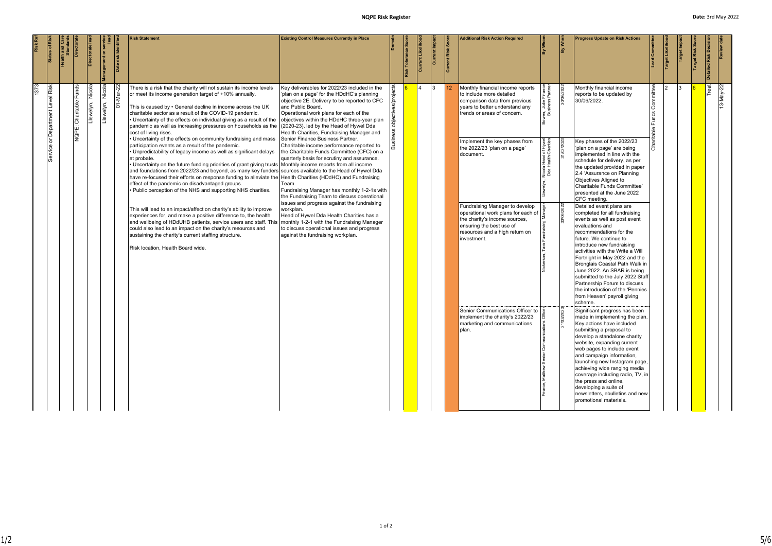# NQPE Risk Register

**Date:** 3rd May 2022

| Risk Ref | Status of Risk | Health and Care Standards | Directorate | Directorate lead | Management or service lead | Date risk identified | Risk Statement | Existing Control Measures Currently in Place | Domain | Risk Tolerance Score | Current Likelihood | Current Impact | Current Risk Score | Additional Risk Action Required | By Whom | By When | Progress Update on Risk Actions | Lead Committee | Target Likelihood | Target Impact | Target Risk Score | Detailed Risk Decision | Review date |
|---|---|---|---|---|---|---|---|---|---|---|---|---|---|---|---|---|---|---|---|---|---|---|---|
| 1373 | Service or Department Level Risk | | NQPE: Charitable Funds | Llewelyn, Nicola | Llewelyn, Nicola | 01-Mar-22 | There is a risk that the charity will not sustain its income levels or meet its income generation target of +10% annually.<br><br>This is caused by • General decline in income across the UK charitable sector as a result of the COVID-19 pandemic.<br>• Uncertainty of the effects on individual giving as a result of the pandemic as well as increasing pressures on households as the cost of living rises.<br>• Uncertainty of the effects on community fundraising and mass participation events as a result of the pandemic.<br>• Unpredictability of legacy income as well as significant delays at probate.<br>• Uncertainty on the future funding priorities of grant giving trusts and foundations from 2022/23 and beyond, as many key funders have re-focused their efforts on response funding to alleviate the effect of the pandemic on disadvantaged groups.<br>• Public perception of the NHS and supporting NHS charities.<br><br>This will lead to an impact/affect on charity's ability to improve experiences for, and make a positive difference to, the health and wellbeing of HDdUHB patients, service users and staff. This could also lead to an impact on the charity's resources and sustaining the charity's current staffing structure.<br><br>Risk location, Health Board wide. | Key deliverables for 2022/23 included in the 'plan on a page' for the HDdHC's planning objective 2E. Delivery to be reported to CFC and Public Board.<br>Operational work plans for each of the objectives within the HDdHC three-year plan (2020-23), led by the Head of Hywel Dda Health Charities, Fundraising Manager and Senior Finance Business Partner.<br>Charitable income performance reported to the Charitable Funds Committee (CFC) on a quarterly basis for scrutiny and assurance.<br>Monthly income reports from all income sources available to the Head of Hywel Dda Health Charities (HDdHC) and Fundraising Team.<br>Fundraising Manager has monthly 1-2-1s with the Fundraising Team to discuss operational issues and progress against the fundraising workplan.<br>Head of Hywel Dda Health Charities has a monthly 1-2-1 with the Fundraising Manager to discuss operational issues and progress against the fundraising workplan. | Business objectives/projects | 6 | 4 | 3 | 12 | Monthly financial income reports to include more detailed comparison data from previous years to better understand any trends or areas of concern. | Bowen, Julie Finance Business Partner | 30/06/2022 | Monthly financial income reports to be updated by 30/06/2022. | Charitable Funds Committee | 2 | 3 | 6 | Treat | 13-May-22 |
| | | | | | | | | | | | | | | Implement the key phases from the 2022/23 'plan on a page' document. | Llewelyn, Nicola Head of Hywel Dda Health Charities | 31/03/2023 | Key phases of the 2022/23 'plan on a page' are being implemented in line with the schedule for delivery, as per the updated provided in paper 2.4 'Assurance on Planning Objectives Aligned to Charitable Funds Committee' presented at the June 2022 CFC meeting. | | | | | | |
| | | | | | | | | | | | | | | Fundraising Manager to develop operational work plans for each of the charity's income sources, ensuring the best use of resources and a high return on investment. | Nickerson, Tara Fundraising Manager | 30/06/2022 | Detailed event plans are completed for all fundraising events as well as post event evaluations and recommendations for the future. We continue to introduce new fundraising activities with the Write a Will Fortnight in May 2022 and the Bronglais Coastal Path Walk in June 2022. An SBAR is being submitted to the July 2022 Staff Partnership Forum to discuss the introduction of the 'Pennies from Heaven' payroll giving scheme. | | | | | | |
| | | | | | | | | | | | | | | Senior Communications Officer to implement the charity's 2022/23 marketing and communications plan. | Pearce, Matthew Senior Communications Officer | 31/03/2023 | Significant progress has been made in implementing the plan. Key actions have included submitting a proposal to develop a standalone charity website, expanding current web pages to include event and campaign information, launching new Instagram page, achieving wide ranging media coverage including radio, TV, in the press and online, developing a suite of newsletters, ebulletins and new promotional materials. | | | | | | |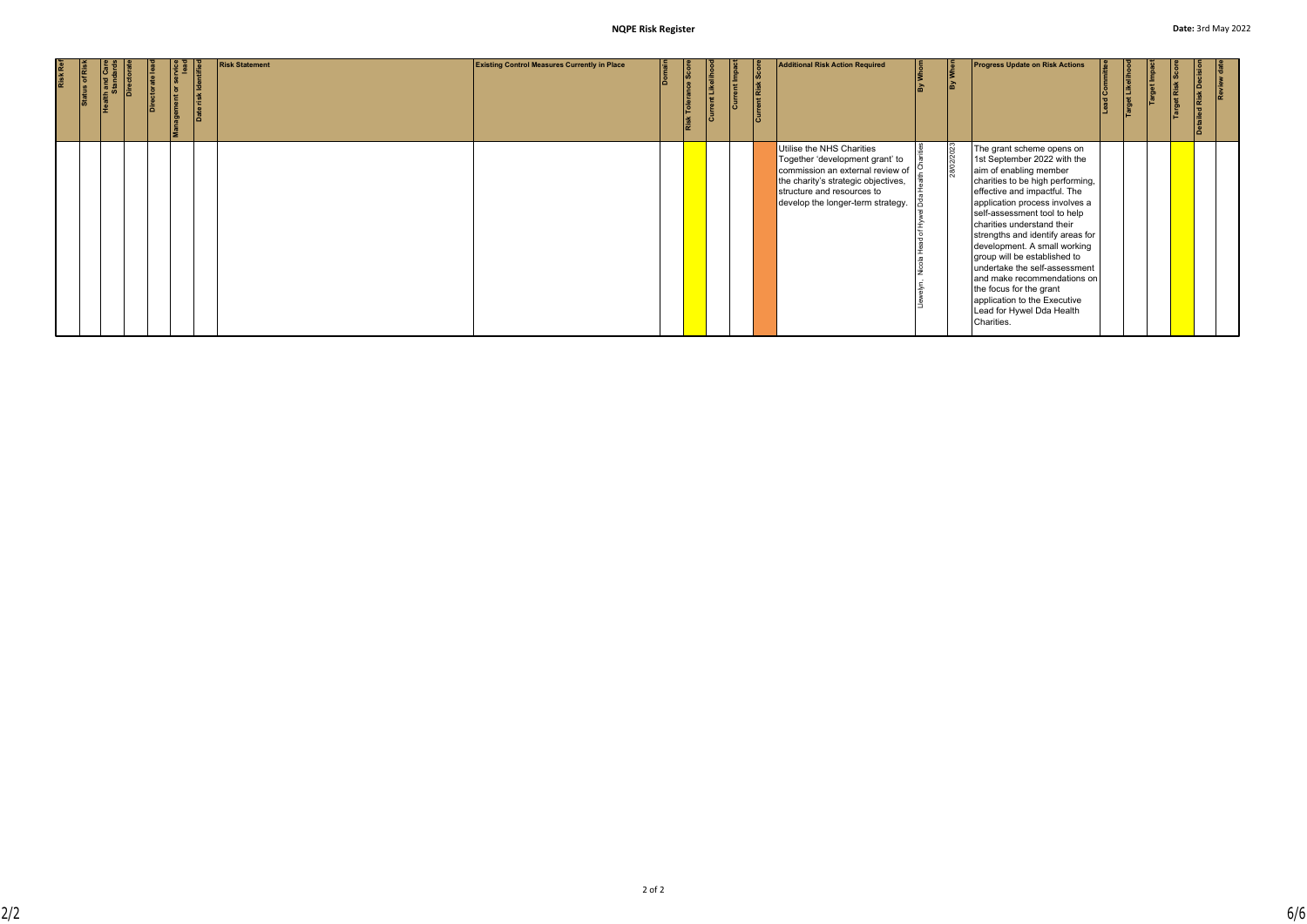# NQPE Risk Register

**Date:** 3rd May 2022

| Risk Ref | Status of Risk | Health and Care Standards | Directorate | Directorate lead | Management or service lead | Date risk identified | Risk Statement | Existing Control Measures Currently in Place | Domain | Risk Tolerance Score | Current Likelihood | Current Impact | Current Risk Score | Additional Risk Action Required | By Whom | By When | Progress Update on Risk Actions | Lead Committee | Target Likelihood | Target Impact | Target Risk Score | Detailed Risk Decision | Review date |
|---|---|---|---|---|---|---|---|---|---|---|---|---|---|---|---|---|---|---|---|---|---|---|---|
| | | | | | | | | | | | | | | Utilise the NHS Charities Together 'development grant' to commission an external review of the charity's strategic objectives, structure and resources to develop the longer-term strategy. | Llewelyn, Nicola Head of Hywel Dda Health Charities | 28/02/2023 | The grant scheme opens on 1st September 2022 with the aim of enabling member charities to be high performing, effective and impactful. The application process involves a self-assessment tool to help charities understand their strengths and identify areas for development. A small working group will be established to undertake the self-assessment and make recommendations on the focus for the grant application to the Executive Lead for Hywel Dda Health Charities. | | | | | | |